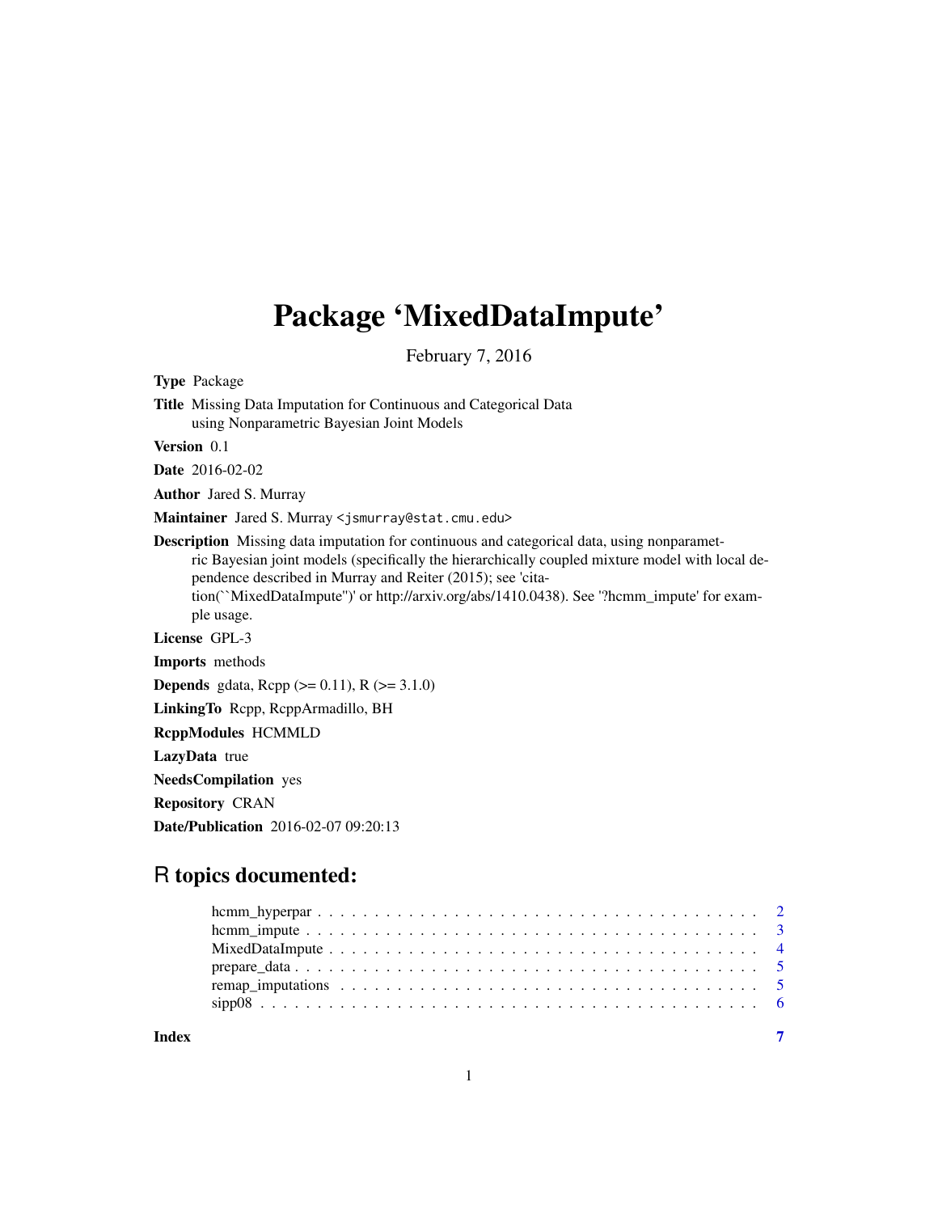# Package 'MixedDataImpute'

February 7, 2016

**Type** Package

**Title** Missing Data Imputation for Continuous and Categorical Data using Nonparametric Bayesian Joint Models

**Version** 0.1

**Date** 2016-02-02

**Author** Jared S. Murray

**Maintainer** Jared S. Murray <jsmurray@stat.cmu.edu>

**Description** Missing data imputation for continuous and categorical data, using nonparametric Bayesian joint models (specifically the hierarchically coupled mixture model with local dependence described in Murray and Reiter (2015); see 'citation("MixedDataImpute")' or http://arxiv.org/abs/1410.0438). See '?hcmm_impute' for example usage.

**License** GPL-3

**Imports** methods

**Depends** gdata, Rcpp (>= 0.11), R (>= 3.1.0)

**LinkingTo** Rcpp, RcppArmadillo, BH

**RcppModules** HCMMLD

**LazyData** true

**NeedsCompilation** yes

**Repository** CRAN

**Date/Publication** 2016-02-07 09:20:13

## R topics documented:

- hcmm_hyperpar . . . . . . . . . . . . . . . . . . . . . . . . . . . . . . . . . . . . 2
- hcmm_impute . . . . . . . . . . . . . . . . . . . . . . . . . . . . . . . . . . . . 3
- MixedDataImpute . . . . . . . . . . . . . . . . . . . . . . . . . . . . . . . . . . . . 4
- prepare_data . . . . . . . . . . . . . . . . . . . . . . . . . . . . . . . . . . . . 5
- remap_imputations . . . . . . . . . . . . . . . . . . . . . . . . . . . . . . . . . . . . 5
- sipp08 . . . . . . . . . . . . . . . . . . . . . . . . . . . . . . . . . . . . 6

**Index** **7**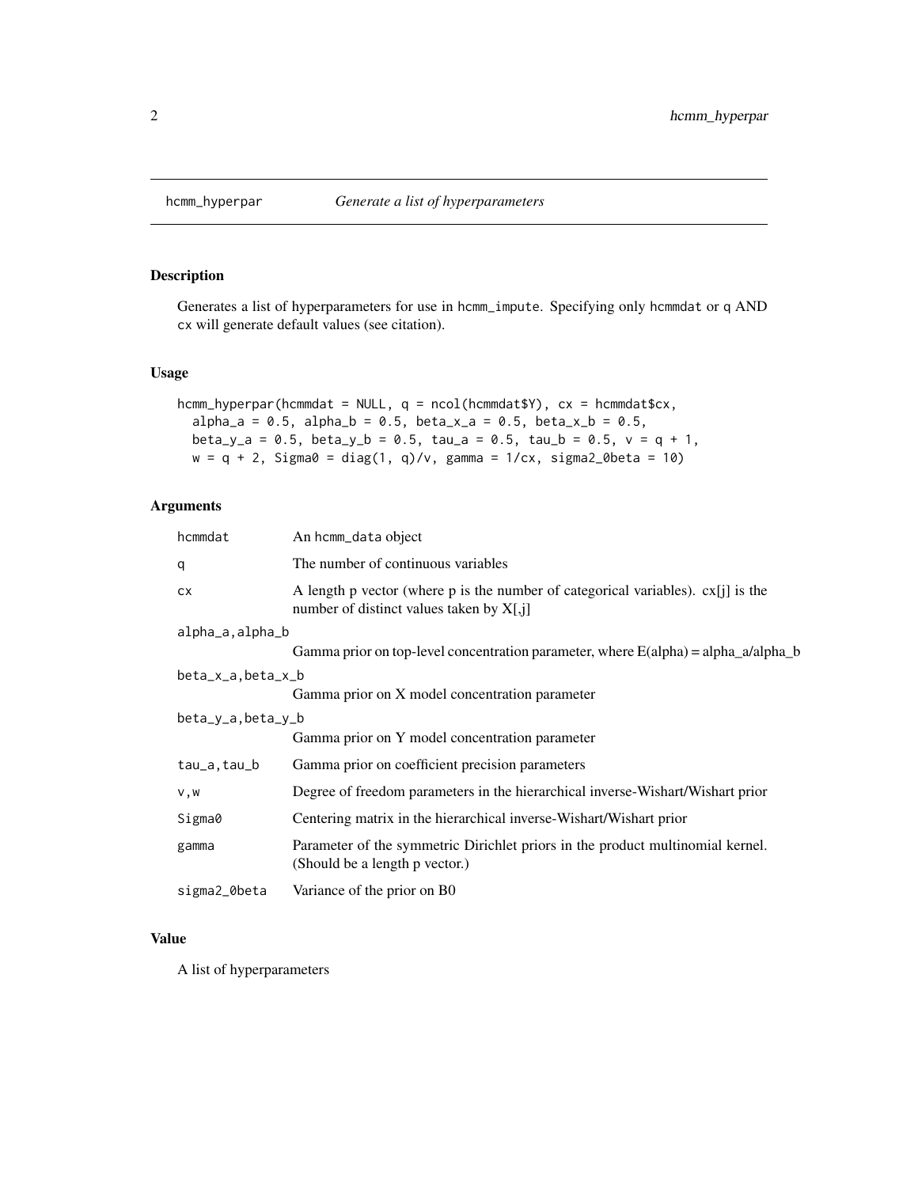# hcmm_hyperpar — *Generate a list of hyperparameters*

## Description

Generates a list of hyperparameters for use in `hcmm_impute`. Specifying only `hcmmdat` or `q` AND `cx` will generate default values (see citation).

## Usage

```
hcmm_hyperpar(hcmmdat = NULL, q = ncol(hcmmdat$Y), cx = hcmmdat$cx,
  alpha_a = 0.5, alpha_b = 0.5, beta_x_a = 0.5, beta_x_b = 0.5,
  beta_y_a = 0.5, beta_y_b = 0.5, tau_a = 0.5, tau_b = 0.5, v = q + 1,
  w = q + 2, Sigma0 = diag(1, q)/v, gamma = 1/cx, sigma2_0beta = 10)
```

## Arguments

| | |
|---|---|
| `hcmmdat` | An `hcmm_data` object |
| `q` | The number of continuous variables |
| `cx` | A length p vector (where p is the number of categorical variables). cx[j] is the number of distinct values taken by X[,j] |
| `alpha_a,alpha_b` | Gamma prior on top-level concentration parameter, where E(alpha) = alpha_a/alpha_b |
| `beta_x_a,beta_x_b` | Gamma prior on X model concentration parameter |
| `beta_y_a,beta_y_b` | Gamma prior on Y model concentration parameter |
| `tau_a,tau_b` | Gamma prior on coefficient precision parameters |
| `v,w` | Degree of freedom parameters in the hierarchical inverse-Wishart/Wishart prior |
| `Sigma0` | Centering matrix in the hierarchical inverse-Wishart/Wishart prior |
| `gamma` | Parameter of the symmetric Dirichlet priors in the product multinomial kernel. (Should be a length p vector.) |
| `sigma2_0beta` | Variance of the prior on B0 |

## Value

A list of hyperparameters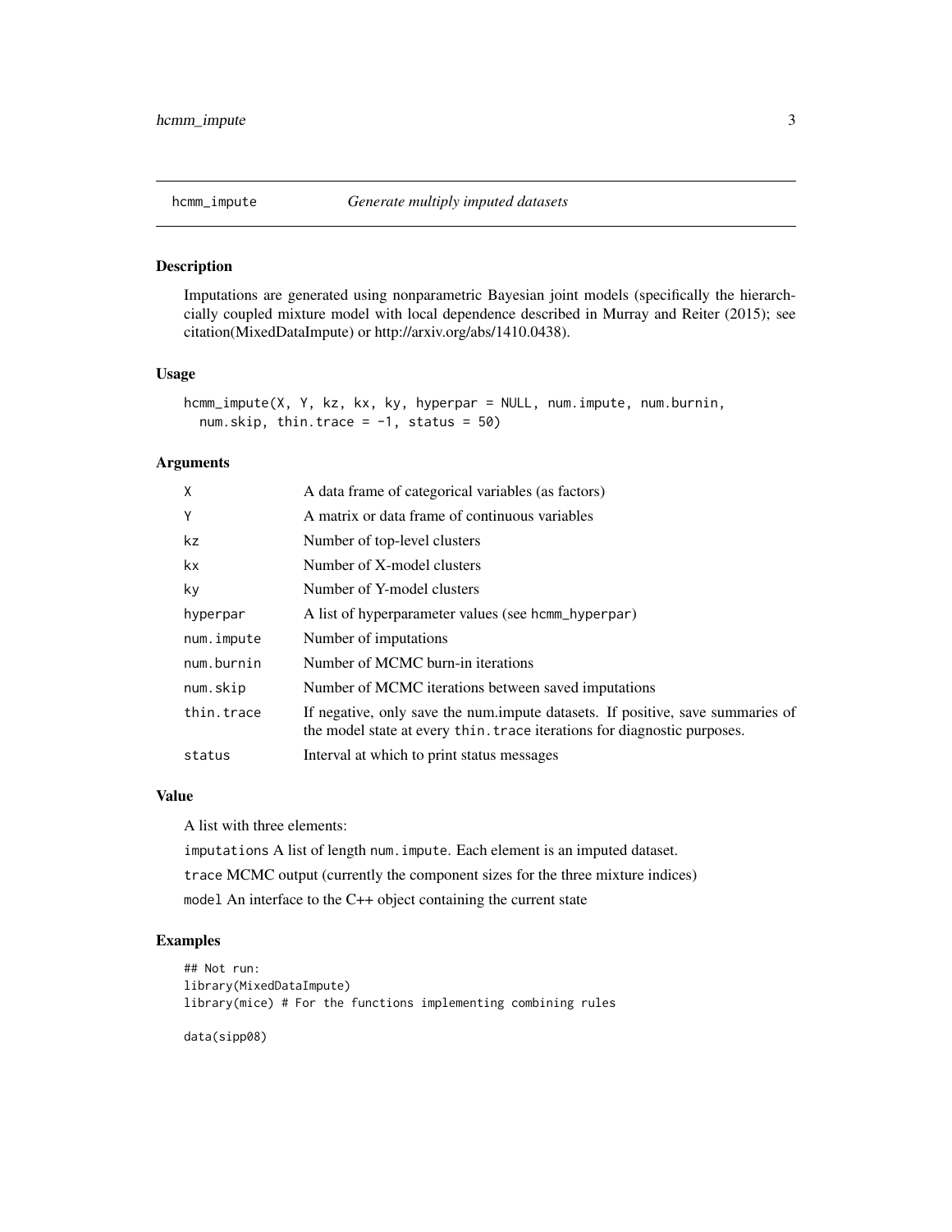`hcmm_impute` *Generate multiply imputed datasets*

## Description

Imputations are generated using nonparametric Bayesian joint models (specifically the hierarchcially coupled mixture model with local dependence described in Murray and Reiter (2015); see citation(MixedDataImpute) or http://arxiv.org/abs/1410.0438).

## Usage

```
hcmm_impute(X, Y, kz, kx, ky, hyperpar = NULL, num.impute, num.burnin,
  num.skip, thin.trace = -1, status = 50)
```

## Arguments

| | |
|---|---|
| `X` | A data frame of categorical variables (as factors) |
| `Y` | A matrix or data frame of continuous variables |
| `kz` | Number of top-level clusters |
| `kx` | Number of X-model clusters |
| `ky` | Number of Y-model clusters |
| `hyperpar` | A list of hyperparameter values (see `hcmm_hyperpar`) |
| `num.impute` | Number of imputations |
| `num.burnin` | Number of MCMC burn-in iterations |
| `num.skip` | Number of MCMC iterations between saved imputations |
| `thin.trace` | If negative, only save the num.impute datasets. If positive, save summaries of the model state at every `thin.trace` iterations for diagnostic purposes. |
| `status` | Interval at which to print status messages |

## Value

A list with three elements:

`imputations` A list of length `num.impute`. Each element is an imputed dataset.

`trace` MCMC output (currently the component sizes for the three mixture indices)

`model` An interface to the C++ object containing the current state

## Examples

```
## Not run:
library(MixedDataImpute)
library(mice) # For the functions implementing combining rules

data(sipp08)
```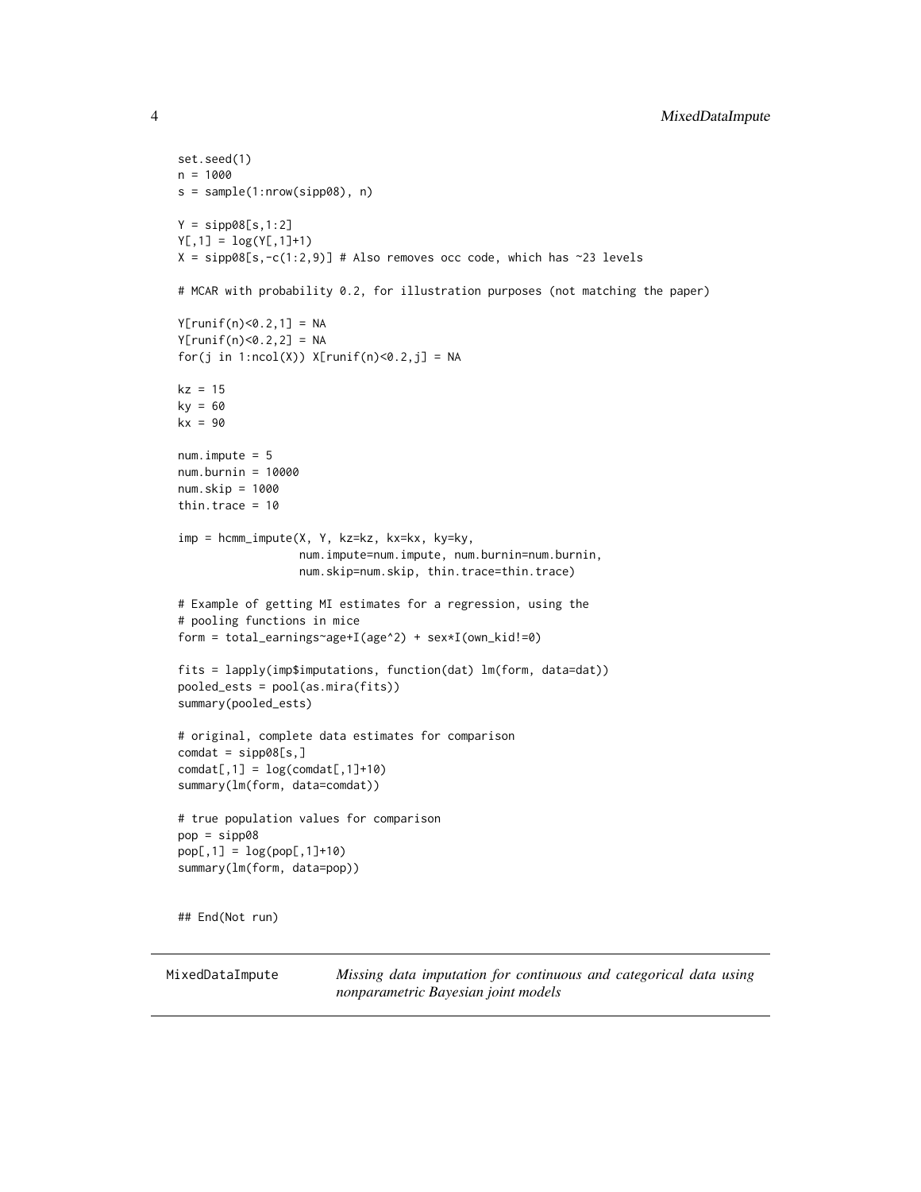```
set.seed(1)
n = 1000
s = sample(1:nrow(sipp08), n)

Y = sipp08[s,1:2]
Y[,1] = log(Y[,1]+1)
X = sipp08[s,-c(1:2,9)] # Also removes occ code, which has ~23 levels

# MCAR with probability 0.2, for illustration purposes (not matching the paper)

Y[runif(n)<0.2,1] = NA
Y[runif(n)<0.2,2] = NA
for(j in 1:ncol(X)) X[runif(n)<0.2,j] = NA

kz = 15
ky = 60
kx = 90

num.impute = 5
num.burnin = 10000
num.skip = 1000
thin.trace = 10

imp = hcmm_impute(X, Y, kz=kz, kx=kx, ky=ky,
                  num.impute=num.impute, num.burnin=num.burnin,
                  num.skip=num.skip, thin.trace=thin.trace)

# Example of getting MI estimates for a regression, using the
# pooling functions in mice
form = total_earnings~age+I(age^2) + sex*I(own_kid!=0)

fits = lapply(imp$imputations, function(dat) lm(form, data=dat))
pooled_ests = pool(as.mira(fits))
summary(pooled_ests)

# original, complete data estimates for comparison
comdat = sipp08[s,]
comdat[,1] = log(comdat[,1]+10)
summary(lm(form, data=comdat))

# true population values for comparison
pop = sipp08
pop[,1] = log(pop[,1]+10)
summary(lm(form, data=pop))


## End(Not run)
```

---

MixedDataImpute &emsp; *Missing data imputation for continuous and categorical data using nonparametric Bayesian joint models*

---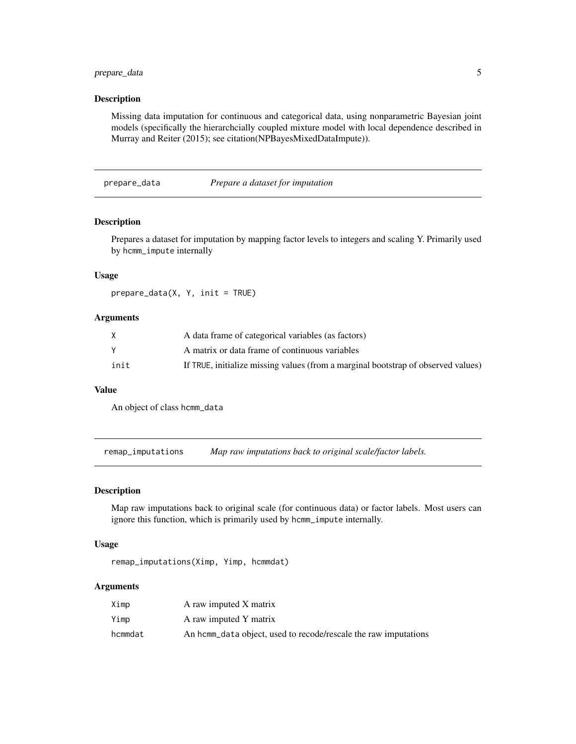### Description

Missing data imputation for continuous and categorical data, using nonparametric Bayesian joint models (specifically the hierarchcially coupled mixture model with local dependence described in Murray and Reiter (2015); see citation(NPBayesMixedDataImpute)).

---

## prepare_data — *Prepare a dataset for imputation*

### Description

Prepares a dataset for imputation by mapping factor levels to integers and scaling Y. Primarily used by `hcmm_impute` internally

### Usage

```
prepare_data(X, Y, init = TRUE)
```

### Arguments

| | |
|---|---|
| `X` | A data frame of categorical variables (as factors) |
| `Y` | A matrix or data frame of continuous variables |
| `init` | If `TRUE`, initialize missing values (from a marginal bootstrap of observed values) |

### Value

An object of class `hcmm_data`

---

## remap_imputations — *Map raw imputations back to original scale/factor labels.*

### Description

Map raw imputations back to original scale (for continuous data) or factor labels. Most users can ignore this function, which is primarily used by `hcmm_impute` internally.

### Usage

```
remap_imputations(Ximp, Yimp, hcmmdat)
```

### Arguments

| | |
|---|---|
| `Ximp` | A raw imputed X matrix |
| `Yimp` | A raw imputed Y matrix |
| `hcmmdat` | An `hcmm_data` object, used to recode/rescale the raw imputations |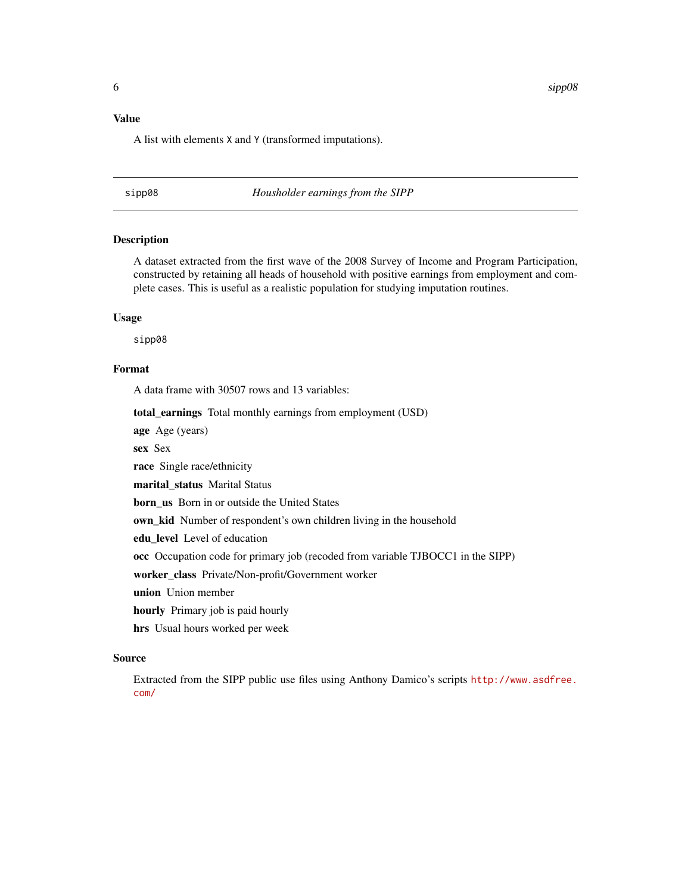### Value

A list with elements `X` and `Y` (transformed imputations).

---

## sipp08 — *Housholder earnings from the SIPP*

### Description

A dataset extracted from the first wave of the 2008 Survey of Income and Program Participation, constructed by retaining all heads of household with positive earnings from employment and complete cases. This is useful as a realistic population for studying imputation routines.

### Usage

```
sipp08
```

### Format

A data frame with 30507 rows and 13 variables:

**total_earnings** Total monthly earnings from employment (USD)

**age** Age (years)

**sex** Sex

**race** Single race/ethnicity

**marital_status** Marital Status

**born_us** Born in or outside the United States

**own_kid** Number of respondent's own children living in the household

**edu_level** Level of education

**occ** Occupation code for primary job (recoded from variable TJBOCC1 in the SIPP)

**worker_class** Private/Non-profit/Government worker

**union** Union member

**hourly** Primary job is paid hourly

**hrs** Usual hours worked per week

### Source

Extracted from the SIPP public use files using Anthony Damico's scripts http://www.asdfree.com/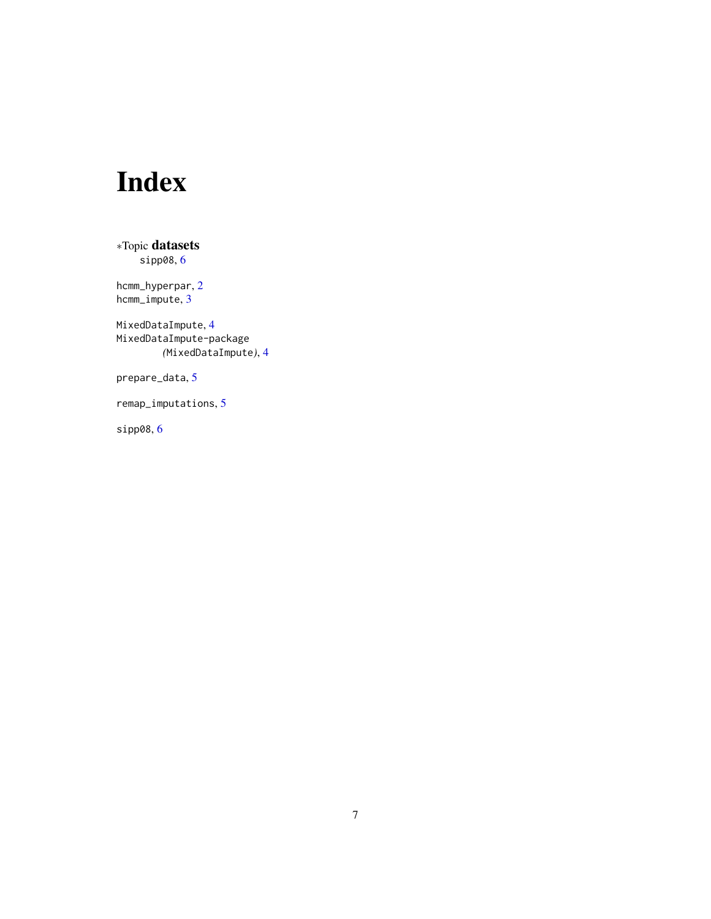# Index

*Topic **datasets**
    sipp08, 6

hcmm_hyperpar, 2
hcmm_impute, 3

MixedDataImpute, 4
MixedDataImpute-package
    (MixedDataImpute), 4

prepare_data, 5

remap_imputations, 5

sipp08, 6